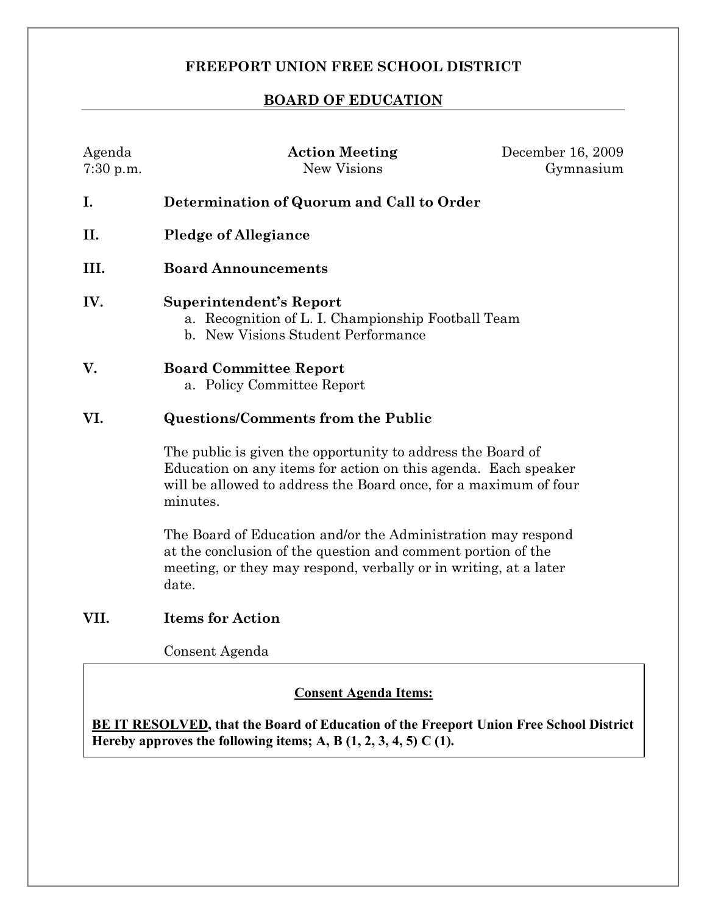# FREEPORT UNION FREE SCHOOL DISTRICT

## BOARD OF EDUCATION

| Agenda | **Action Meeting** | December 16, 2009 |
|---|---|---|
| 7:30 p.m. | New Visions | Gymnasium |

**I. Determination of Quorum and Call to Order**

**II. Pledge of Allegiance**

**III. Board Announcements**

**IV. Superintendent's Report**

a. Recognition of L. I. Championship Football Team
b. New Visions Student Performance

**V. Board Committee Report**

a. Policy Committee Report

**VI. Questions/Comments from the Public**

The public is given the opportunity to address the Board of Education on any items for action on this agenda. Each speaker will be allowed to address the Board once, for a maximum of four minutes.

The Board of Education and/or the Administration may respond at the conclusion of the question and comment portion of the meeting, or they may respond, verbally or in writing, at a later date.

**VII. Items for Action**

Consent Agenda

**Consent Agenda Items:**

**BE IT RESOLVED, that the Board of Education of the Freeport Union Free School District Hereby approves the following items; A, B (1, 2, 3, 4, 5) C (1).**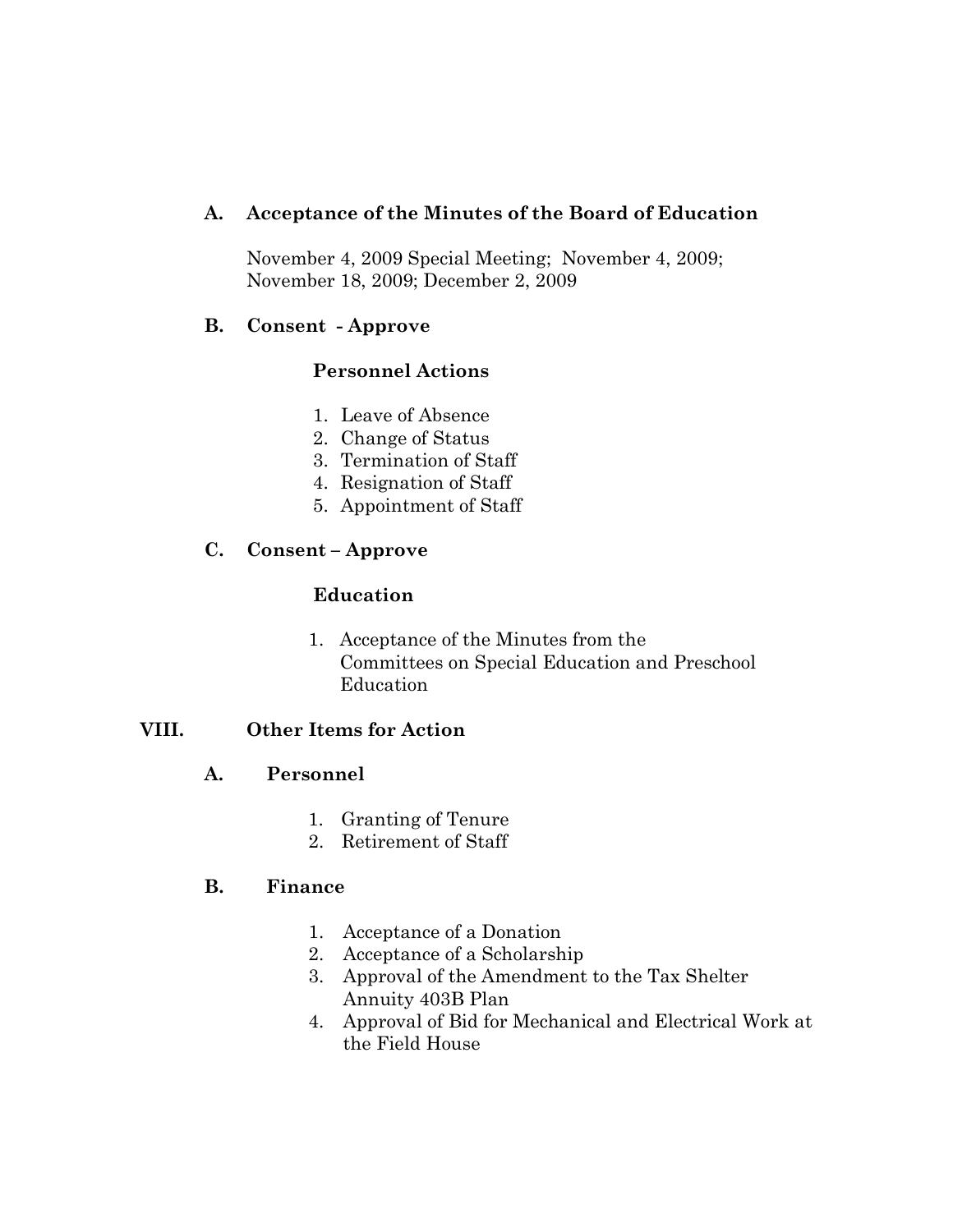**A. Acceptance of the Minutes of the Board of Education**

November 4, 2009 Special Meeting; November 4, 2009; November 18, 2009; December 2, 2009

**B. Consent - Approve**

**Personnel Actions**

1. Leave of Absence
2. Change of Status
3. Termination of Staff
4. Resignation of Staff
5. Appointment of Staff

**C. Consent – Approve**

**Education**

1. Acceptance of the Minutes from the Committees on Special Education and Preschool Education

**VIII. Other Items for Action**

**A. Personnel**

1. Granting of Tenure
2. Retirement of Staff

**B. Finance**

1. Acceptance of a Donation
2. Acceptance of a Scholarship
3. Approval of the Amendment to the Tax Shelter Annuity 403B Plan
4. Approval of Bid for Mechanical and Electrical Work at the Field House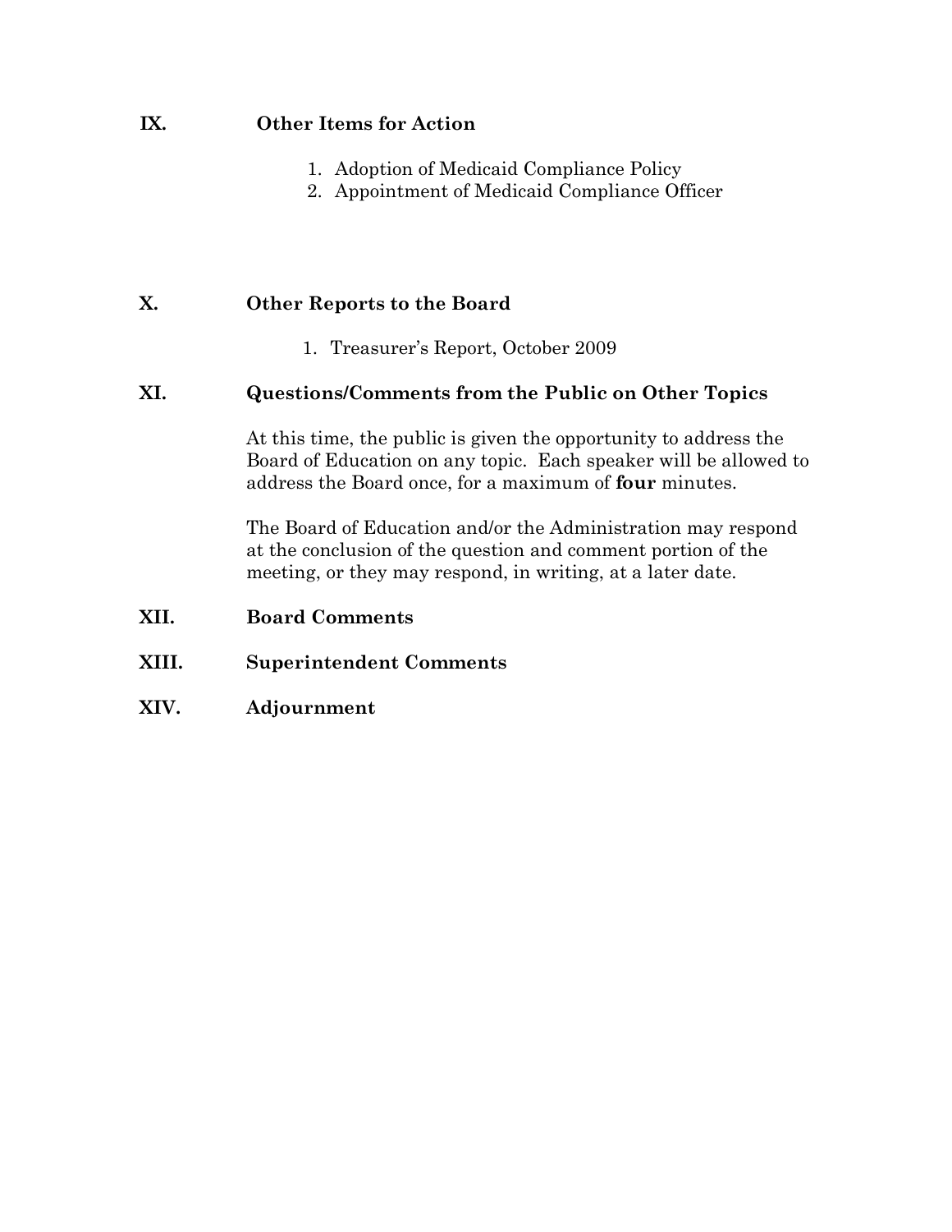## IX. Other Items for Action

1. Adoption of Medicaid Compliance Policy
2. Appointment of Medicaid Compliance Officer

## X. Other Reports to the Board

1. Treasurer's Report, October 2009

## XI. Questions/Comments from the Public on Other Topics

At this time, the public is given the opportunity to address the Board of Education on any topic. Each speaker will be allowed to address the Board once, for a maximum of **four** minutes.

The Board of Education and/or the Administration may respond at the conclusion of the question and comment portion of the meeting, or they may respond, in writing, at a later date.

## XII. Board Comments

## XIII. Superintendent Comments

## XIV. Adjournment